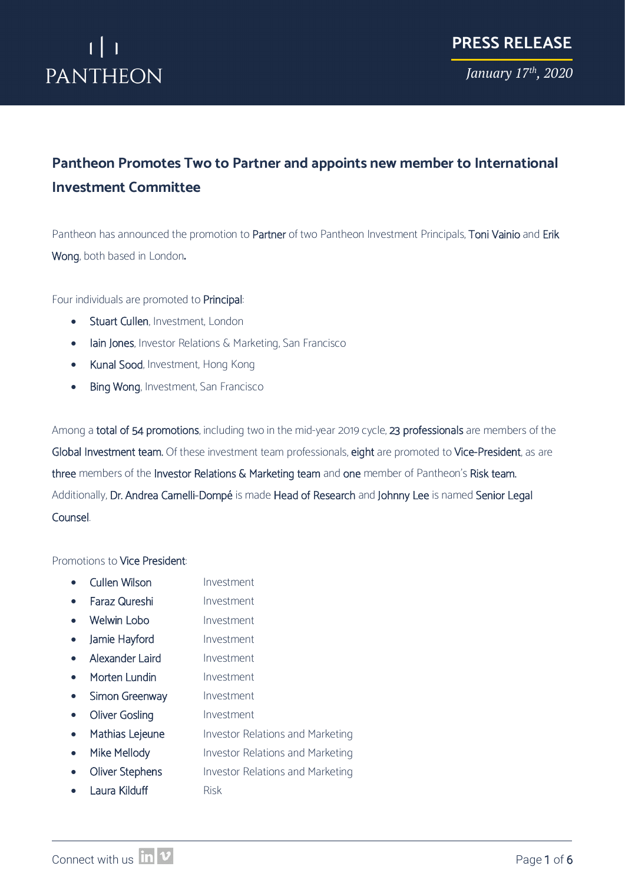PANTHEON

**PRESS RELEASE**

*January 17th, 2020*

## Pantheon Promotes Two to Partner and appoints new member to International Investment Committee

Pantheon has announced the promotion to Partner of two Pantheon Investment Principals, Toni Vainio and Erik Wong, both based in London.

Four individuals are promoted to Principal:

- Stuart Cullen, Investment, London
- Iain Jones, Investor Relations & Marketing, San Francisco
- Kunal Sood, Investment, Hong Kong
- Bing Wong, Investment, San Francisco

Among a total of 54 promotions, including two in the mid-year 2019 cycle, 23 professionals are members of the Global Investment team. Of these investment team professionals, eight are promoted to Vice-President, as are three members of the Investor Relations & Marketing team and one member of Pantheon's Risk team. Additionally, Dr. Andrea Carnelli-Dompé is made Head of Research and Johnny Lee is named Senior Legal Counsel.

Promotions to Vice President:

- Cullen Wilson — Investment
- Faraz Qureshi — Investment
- Welwin Lobo — Investment
- Jamie Hayford — Investment
- Alexander Laird — Investment
- Morten Lundin — Investment
- Simon Greenway — Investment
- Oliver Gosling — Investment
- Mathias Lejeune — Investor Relations and Marketing
- Mike Mellody — Investor Relations and Marketing
- Oliver Stephens — Investor Relations and Marketing
- Laura Kilduff — Risk

Connect with us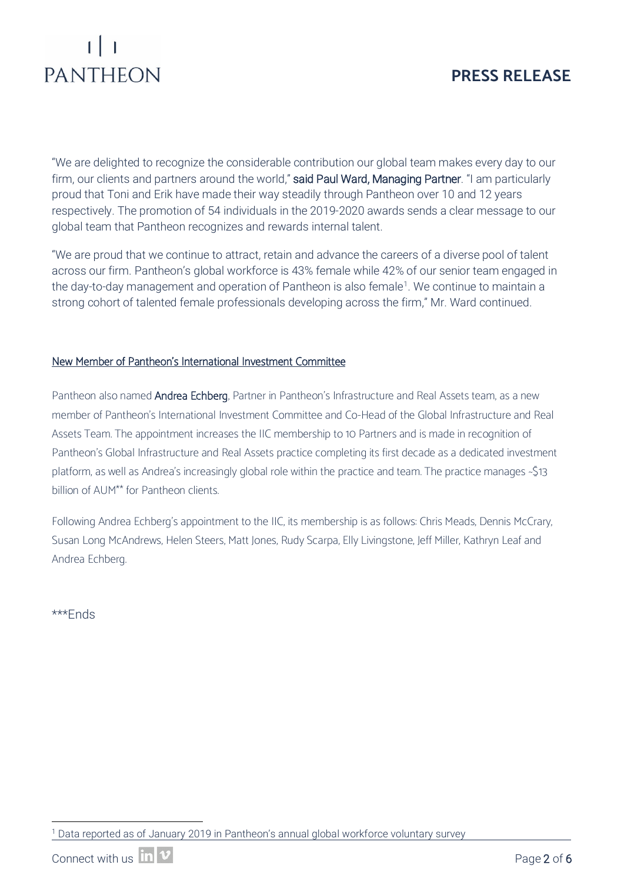"We are delighted to recognize the considerable contribution our global team makes every day to our firm, our clients and partners around the world," **said Paul Ward, Managing Partner**. "I am particularly proud that Toni and Erik have made their way steadily through Pantheon over 10 and 12 years respectively. The promotion of 54 individuals in the 2019-2020 awards sends a clear message to our global team that Pantheon recognizes and rewards internal talent.

"We are proud that we continue to attract, retain and advance the careers of a diverse pool of talent across our firm. Pantheon's global workforce is 43% female while 42% of our senior team engaged in the day-to-day management and operation of Pantheon is also female[1]. We continue to maintain a strong cohort of talented female professionals developing across the firm," Mr. Ward continued.

## New Member of Pantheon's International Investment Committee

Pantheon also named **Andrea Echberg**, Partner in Pantheon's Infrastructure and Real Assets team, as a new member of Pantheon's International Investment Committee and Co-Head of the Global Infrastructure and Real Assets Team. The appointment increases the IIC membership to 10 Partners and is made in recognition of Pantheon's Global Infrastructure and Real Assets practice completing its first decade as a dedicated investment platform, as well as Andrea's increasingly global role within the practice and team. The practice manages ~$13 billion of AUM** for Pantheon clients.

Following Andrea Echberg's appointment to the IIC, its membership is as follows: Chris Meads, Dennis McCrary, Susan Long McAndrews, Helen Steers, Matt Jones, Rudy Scarpa, Elly Livingstone, Jeff Miller, Kathryn Leaf and Andrea Echberg.

***Ends

---

[1] Data reported as of January 2019 in Pantheon's annual global workforce voluntary survey

Connect with us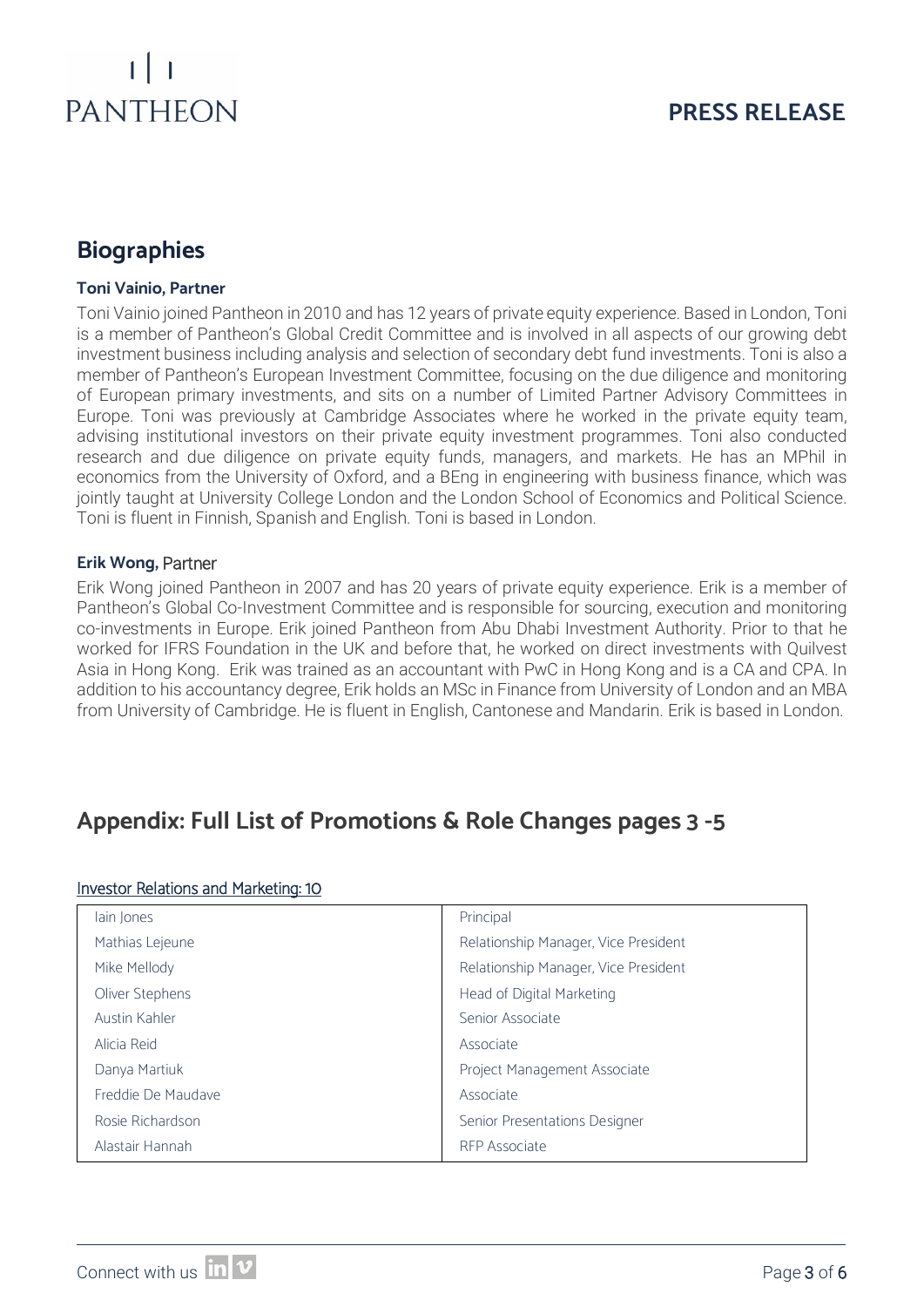## Biographies

**Toni Vainio, Partner**

Toni Vainio joined Pantheon in 2010 and has 12 years of private equity experience. Based in London, Toni is a member of Pantheon's Global Credit Committee and is involved in all aspects of our growing debt investment business including analysis and selection of secondary debt fund investments. Toni is also a member of Pantheon's European Investment Committee, focusing on the due diligence and monitoring of European primary investments, and sits on a number of Limited Partner Advisory Committees in Europe. Toni was previously at Cambridge Associates where he worked in the private equity team, advising institutional investors on their private equity investment programmes. Toni also conducted research and due diligence on private equity funds, managers, and markets. He has an MPhil in economics from the University of Oxford, and a BEng in engineering with business finance, which was jointly taught at University College London and the London School of Economics and Political Science. Toni is fluent in Finnish, Spanish and English. Toni is based in London.

**Erik Wong,** Partner

Erik Wong joined Pantheon in 2007 and has 20 years of private equity experience. Erik is a member of Pantheon's Global Co-Investment Committee and is responsible for sourcing, execution and monitoring co-investments in Europe. Erik joined Pantheon from Abu Dhabi Investment Authority. Prior to that he worked for IFRS Foundation in the UK and before that, he worked on direct investments with Quilvest Asia in Hong Kong. Erik was trained as an accountant with PwC in Hong Kong and is a CA and CPA. In addition to his accountancy degree, Erik holds an MSc in Finance from University of London and an MBA from University of Cambridge. He is fluent in English, Cantonese and Mandarin. Erik is based in London.

## Appendix: Full List of Promotions & Role Changes pages 3 -5

Investor Relations and Marketing: 10

| Name | Role |
|---|---|
| Iain Jones | Principal |
| Mathias Lejeune | Relationship Manager, Vice President |
| Mike Mellody | Relationship Manager, Vice President |
| Oliver Stephens | Head of Digital Marketing |
| Austin Kahler | Senior Associate |
| Alicia Reid | Associate |
| Danya Martiuk | Project Management Associate |
| Freddie De Maudave | Associate |
| Rosie Richardson | Senior Presentations Designer |
| Alastair Hannah | RFP Associate |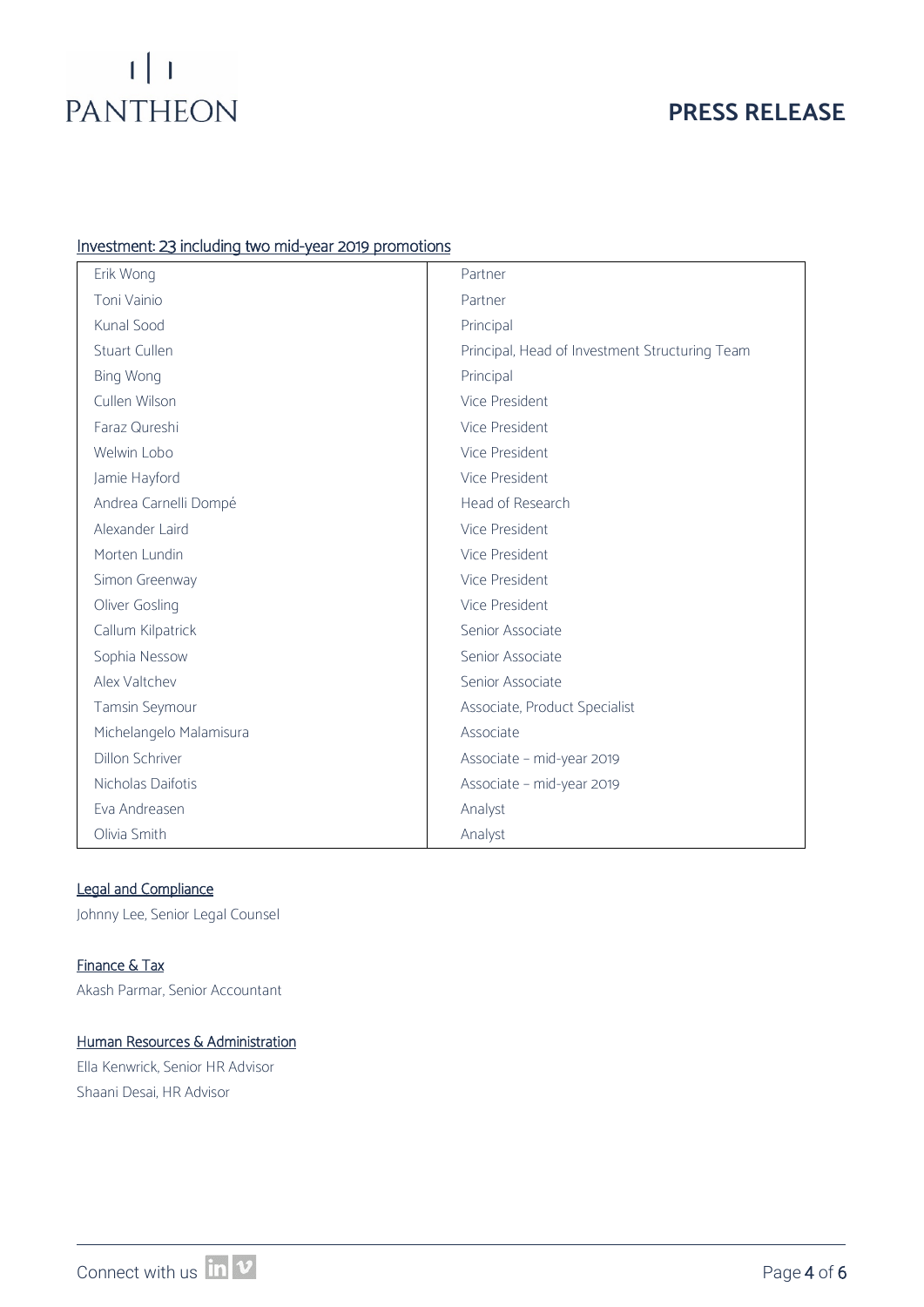## Investment: 23 including two mid-year 2019 promotions

| | |
|---|---|
| Erik Wong | Partner |
| Toni Vainio | Partner |
| Kunal Sood | Principal |
| Stuart Cullen | Principal, Head of Investment Structuring Team |
| Bing Wong | Principal |
| Cullen Wilson | Vice President |
| Faraz Qureshi | Vice President |
| Welwin Lobo | Vice President |
| Jamie Hayford | Vice President |
| Andrea Carnelli Dompé | Head of Research |
| Alexander Laird | Vice President |
| Morten Lundin | Vice President |
| Simon Greenway | Vice President |
| Oliver Gosling | Vice President |
| Callum Kilpatrick | Senior Associate |
| Sophia Nessow | Senior Associate |
| Alex Valtchev | Senior Associate |
| Tamsin Seymour | Associate, Product Specialist |
| Michelangelo Malamisura | Associate |
| Dillon Schriver | Associate – mid-year 2019 |
| Nicholas Daifotis | Associate – mid-year 2019 |
| Eva Andreasen | Analyst |
| Olivia Smith | Analyst |

## Legal and Compliance

Johnny Lee, Senior Legal Counsel

## Finance & Tax

Akash Parmar, Senior Accountant

## Human Resources & Administration

Ella Kenwrick, Senior HR Advisor

Shaani Desai, HR Advisor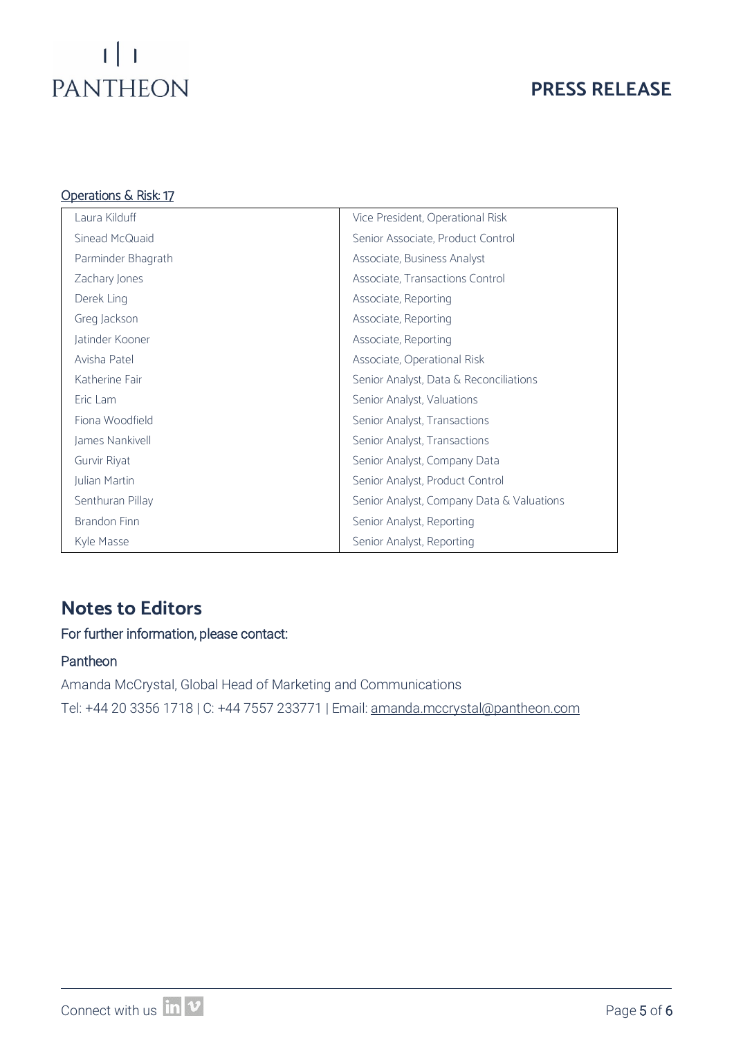Operations & Risk: 17

| | |
|---|---|
| Laura Kilduff | Vice President, Operational Risk |
| Sinead McQuaid | Senior Associate, Product Control |
| Parminder Bhagrath | Associate, Business Analyst |
| Zachary Jones | Associate, Transactions Control |
| Derek Ling | Associate, Reporting |
| Greg Jackson | Associate, Reporting |
| Jatinder Kooner | Associate, Reporting |
| Avisha Patel | Associate, Operational Risk |
| Katherine Fair | Senior Analyst, Data & Reconciliations |
| Eric Lam | Senior Analyst, Valuations |
| Fiona Woodfield | Senior Analyst, Transactions |
| James Nankivell | Senior Analyst, Transactions |
| Gurvir Riyat | Senior Analyst, Company Data |
| Julian Martin | Senior Analyst, Product Control |
| Senthuran Pillay | Senior Analyst, Company Data & Valuations |
| Brandon Finn | Senior Analyst, Reporting |
| Kyle Masse | Senior Analyst, Reporting |

## Notes to Editors

For further information, please contact:

Pantheon

Amanda McCrystal, Global Head of Marketing and Communications

Tel: +44 20 3356 1718 | C: +44 7557 233771 | Email: amanda.mccrystal@pantheon.com

Connect with us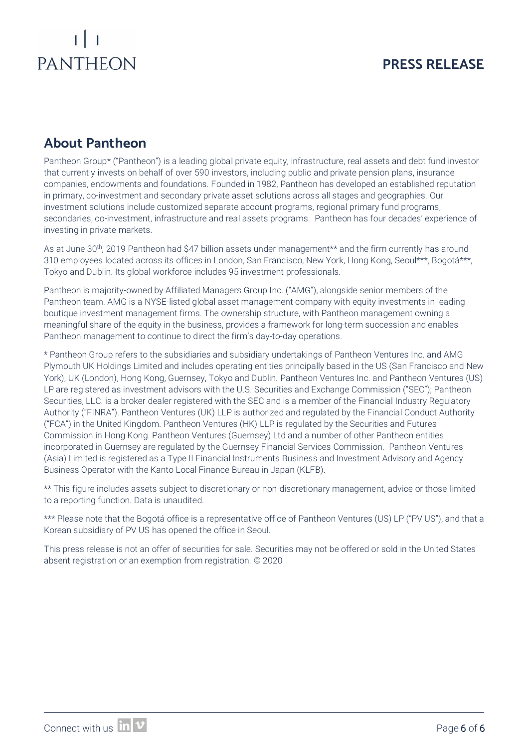## About Pantheon

Pantheon Group* ("Pantheon") is a leading global private equity, infrastructure, real assets and debt fund investor that currently invests on behalf of over 590 investors, including public and private pension plans, insurance companies, endowments and foundations. Founded in 1982, Pantheon has developed an established reputation in primary, co-investment and secondary private asset solutions across all stages and geographies. Our investment solutions include customized separate account programs, regional primary fund programs, secondaries, co-investment, infrastructure and real assets programs. Pantheon has four decades' experience of investing in private markets.

As at June 30th, 2019 Pantheon had $47 billion assets under management** and the firm currently has around 310 employees located across its offices in London, San Francisco, New York, Hong Kong, Seoul***, Bogotá***, Tokyo and Dublin. Its global workforce includes 95 investment professionals.

Pantheon is majority-owned by Affiliated Managers Group Inc. ("AMG"), alongside senior members of the Pantheon team. AMG is a NYSE-listed global asset management company with equity investments in leading boutique investment management firms. The ownership structure, with Pantheon management owning a meaningful share of the equity in the business, provides a framework for long-term succession and enables Pantheon management to continue to direct the firm's day-to-day operations.

* Pantheon Group refers to the subsidiaries and subsidiary undertakings of Pantheon Ventures Inc. and AMG Plymouth UK Holdings Limited and includes operating entities principally based in the US (San Francisco and New York), UK (London), Hong Kong, Guernsey, Tokyo and Dublin. Pantheon Ventures Inc. and Pantheon Ventures (US) LP are registered as investment advisors with the U.S. Securities and Exchange Commission ("SEC"); Pantheon Securities, LLC. is a broker dealer registered with the SEC and is a member of the Financial Industry Regulatory Authority ("FINRA"). Pantheon Ventures (UK) LLP is authorized and regulated by the Financial Conduct Authority ("FCA") in the United Kingdom. Pantheon Ventures (HK) LLP is regulated by the Securities and Futures Commission in Hong Kong. Pantheon Ventures (Guernsey) Ltd and a number of other Pantheon entities incorporated in Guernsey are regulated by the Guernsey Financial Services Commission. Pantheon Ventures (Asia) Limited is registered as a Type II Financial Instruments Business and Investment Advisory and Agency Business Operator with the Kanto Local Finance Bureau in Japan (KLFB).

** This figure includes assets subject to discretionary or non-discretionary management, advice or those limited to a reporting function. Data is unaudited.

*** Please note that the Bogotá office is a representative office of Pantheon Ventures (US) LP ("PV US"), and that a Korean subsidiary of PV US has opened the office in Seoul.

This press release is not an offer of securities for sale. Securities may not be offered or sold in the United States absent registration or an exemption from registration. © 2020

Connect with us